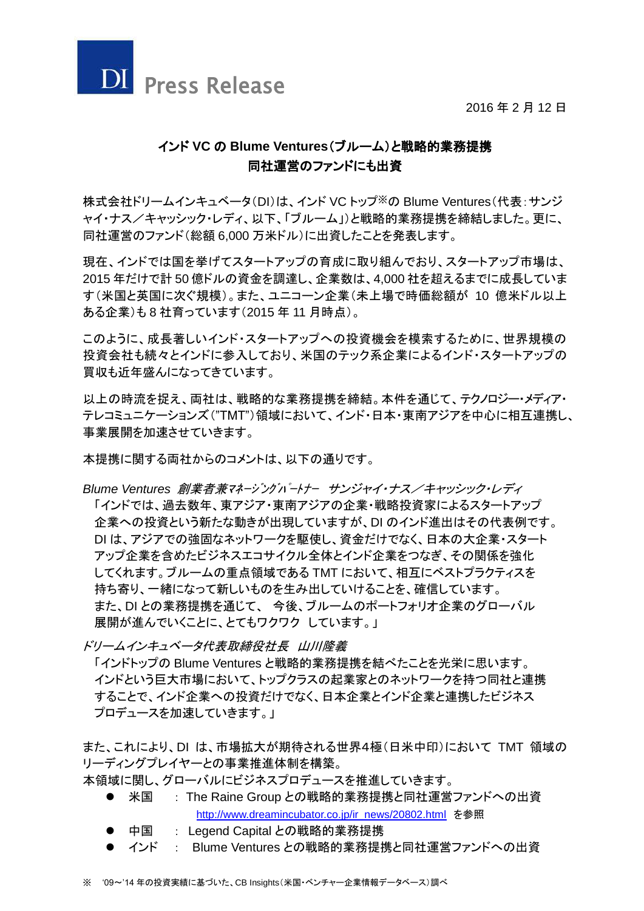DI Press Release

2016 年 2 月 12 日

## インド VC の Blume Ventures(ブルーム)と戦略的業務提携
## 同社運営のファンドにも出資

株式会社ドリームインキュベータ(DI)は、インド VC トップ※の Blume Ventures(代表:サンジャイ・ナス/キャッシック・レディ、以下、「ブルーム」)と戦略的業務提携を締結しました。更に、同社運営のファンド(総額 6,000 万米ドル)に出資したことを発表します。

現在、インドでは国を挙げてスタートアップの育成に取り組んでおり、スタートアップ市場は、2015 年だけで計 50 億ドルの資金を調達し、企業数は、4,000 社を超えるまでに成長しています(米国と英国に次ぐ規模)。また、ユニコーン企業(未上場で時価総額が 10 億米ドル以上ある企業)も 8 社育っています(2015 年 11 月時点)。

このように、成長著しいインド・スタートアップへの投資機会を模索するために、世界規模の投資会社も続々とインドに参入しており、米国のテック系企業によるインド・スタートアップの買収も近年盛んになってきています。

以上の時流を捉え、両社は、戦略的な業務提携を締結。本件を通じて、テクノロジー・メディア・テレコミュニケーションズ("TMT")領域において、インド・日本・東南アジアを中心に相互連携し、事業展開を加速させていきます。

本提携に関する両社からのコメントは、以下の通りです。

*Blume Ventures 創業者兼マネージングパートナー サンジャイ・ナス/キャッシック・レディ*

「インドでは、過去数年、東アジア・東南アジアの企業・戦略投資家によるスタートアップ企業への投資という新たな動きが出現していますが、DI のインド進出はその代表例です。DI は、アジアでの強固なネットワークを駆使し、資金だけでなく、日本の大企業・スタートアップ企業を含めたビジネスエコサイクル全体とインド企業をつなぎ、その関係を強化してくれます。ブルームの重点領域である TMT において、相互にベストプラクティスを持ち寄り、一緒になって新しいものを生み出していけることを、確信しています。また、DI との業務提携を通じて、 今後、ブルームのポートフォリオ企業のグローバル展開が進んでいくことに、とてもワクワク しています。」

*ドリームインキュベータ代表取締役社長 山川隆義*

「インドトップの Blume Ventures と戦略的業務提携を結べたことを光栄に思います。インドという巨大市場において、トップクラスの起業家とのネットワークを持つ同社と連携することで、インド企業への投資だけでなく、日本企業とインド企業と連携したビジネスプロデュースを加速していきます。」

また、これにより、DI は、市場拡大が期待される世界4極(日米中印)において TMT 領域のリーディングプレイヤーとの事業推進体制を構築。
本領域に関し、グローバルにビジネスプロデュースを推進していきます。

- 米国 : The Raine Group との戦略的業務提携と同社運営ファンドへの出資
  http://www.dreamincubator.co.jp/ir_news/20802.html を参照
- 中国 : Legend Capital との戦略的業務提携
- インド : Blume Ventures との戦略的業務提携と同社運営ファンドへの出資

※ '09~'14 年の投資実績に基づいた、CB Insights(米国・ベンチャー企業情報データベース)調べ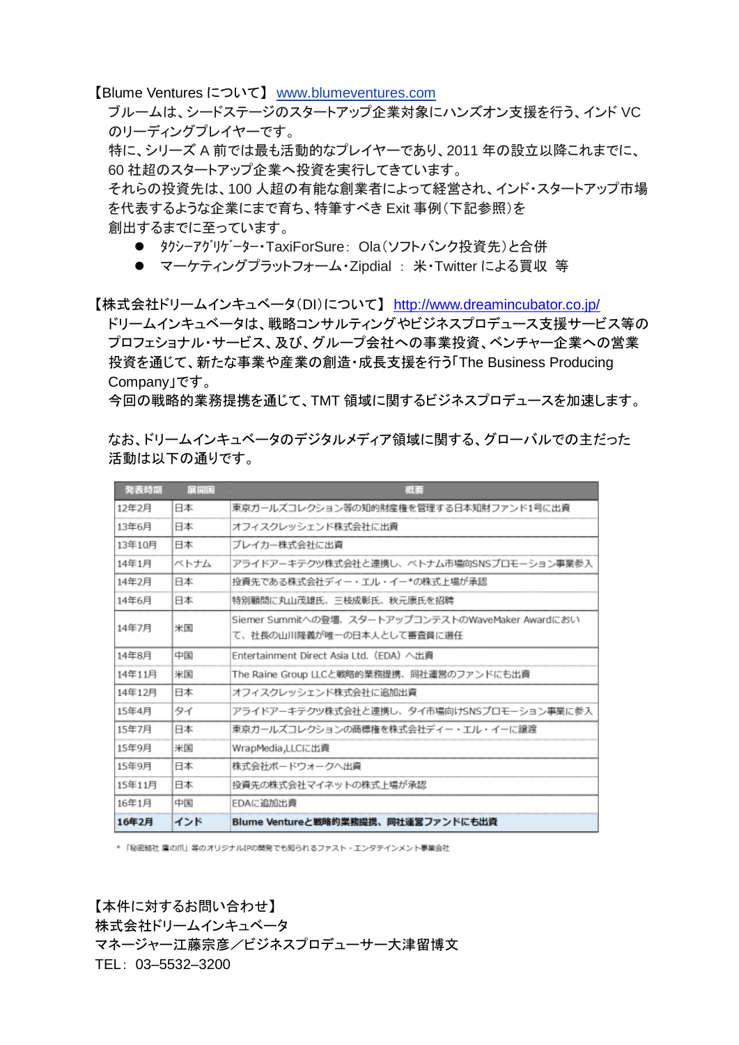【Blume Ventures について】 www.blumeventures.com

ブルームは、シードステージのスタートアップ企業対象にハンズオン支援を行う、インド VC のリーディングプレイヤーです。
特に、シリーズ A 前では最も活動的なプレイヤーであり、2011 年の設立以降これまでに、60 社超のスタートアップ企業へ投資を実行してきています。
それらの投資先は、100 人超の有能な創業者によって経営され、インド・スタートアップ市場を代表するような企業にまで育ち、特筆すべき Exit 事例（下記参照）を創出するまでに至っています。

- ﾀｸｼｰｱｸﾞﾘｹﾞｰﾀｰ・TaxiForSure： Ola（ソフトバンク投資先）と合併
- マーケティングプラットフォーム・Zipdial ： 米・Twitter による買収 等

【株式会社ドリームインキュベータ（DI）について】 http://www.dreamincubator.co.jp/

ドリームインキュベータは、戦略コンサルティングやビジネスプロデュース支援サービス等のプロフェショナル・サービス、及び、グループ会社への事業投資、ベンチャー企業への営業投資を通じて、新たな事業や産業の創造・成長支援を行う｢The Business Producing Company｣です。
今回の戦略的業務提携を通じて、TMT 領域に関するビジネスプロデュースを加速します。

なお、ドリームインキュベータのデジタルメディア領域に関する、グローバルでの主だった活動は以下の通りです。

| 発表時期 | 展開国 | 概要 |
|---|---|---|
| 12年2月 | 日本 | 東京ガールズコレクション等の知的財産権を管理する日本知財ファンド1号に出資 |
| 13年6月 | 日本 | オフィスクレッシェンド株式会社に出資 |
| 13年10月 | 日本 | ブレイカー株式会社に出資 |
| 14年1月 | ベトナム | アライドアーキテクツ株式会社と連携し、ベトナム市場向SNSプロモーション事業参入 |
| 14年2月 | 日本 | 投資先である株式会社ディー・エル・イー*の株式上場が承認 |
| 14年6月 | 日本 | 特別顧問に丸山茂雄氏、三枝成彰氏、秋元康氏を招聘 |
| 14年7月 | 米国 | Siemer Summitへの登壇、スタートアップコンテストのWaveMaker Awardにおいて、社長の山川隆義が唯一の日本人として審査員に選任 |
| 14年8月 | 中国 | Entertainment Direct Asia Ltd.（EDA）へ出資 |
| 14年11月 | 米国 | The Raine Group LLCと戦略的業務提携、同社運営のファンドにも出資 |
| 14年12月 | 日本 | オフィスクレッシェンド株式会社に追加出資 |
| 15年4月 | タイ | アライドアーキテクツ株式会社と連携し、タイ市場向けSNSプロモーション事業に参入 |
| 15年7月 | 日本 | 東京ガールズコレクションの商標権を株式会社ディー・エル・イーに譲渡 |
| 15年9月 | 米国 | WrapMedia,LLCに出資 |
| 15年9月 | 日本 | 株式会社ボードウォークへ出資 |
| 15年11月 | 日本 | 投資先の株式会社マイネットの株式上場が承認 |
| 16年1月 | 中国 | EDAに追加出資 |
| **16年2月** | **インド** | **Blume Ventureと戦略的業務提携、同社運営ファンドにも出資** |

* 「秘密結社 鷹の爪」等のオリジナルIPの開発でも知られるファスト・エンタテインメント事業会社

【本件に対するお問い合わせ】
株式会社ドリームインキュベータ
マネージャー江藤宗彦／ビジネスプロデューサー大津留博文
TEL：03–5532–3200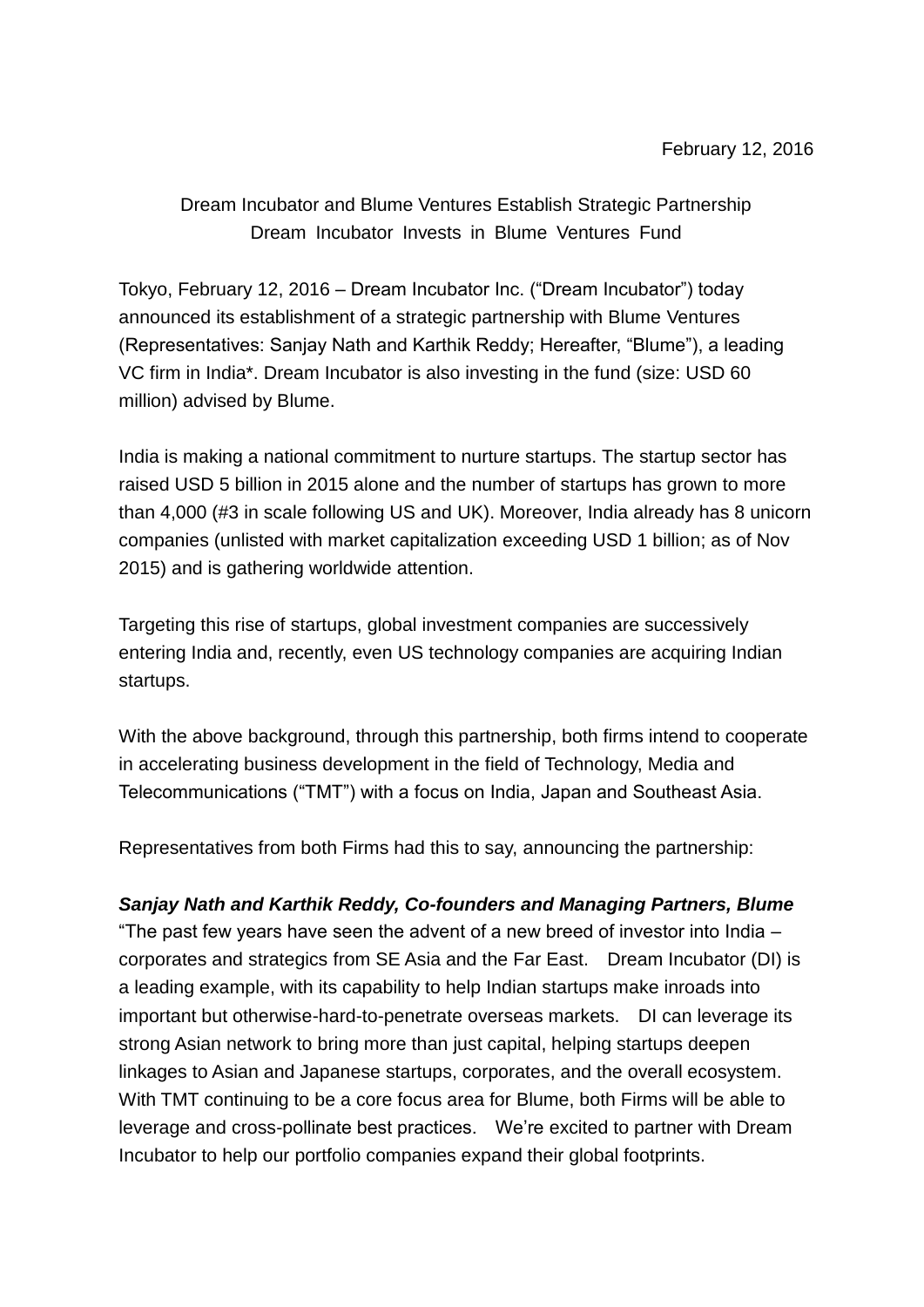February 12, 2016

Dream Incubator and Blume Ventures Establish Strategic Partnership
Dream Incubator Invests in Blume Ventures Fund

Tokyo, February 12, 2016 – Dream Incubator Inc. ("Dream Incubator") today announced its establishment of a strategic partnership with Blume Ventures (Representatives: Sanjay Nath and Karthik Reddy; Hereafter, "Blume"), a leading VC firm in India*. Dream Incubator is also investing in the fund (size: USD 60 million) advised by Blume.

India is making a national commitment to nurture startups. The startup sector has raised USD 5 billion in 2015 alone and the number of startups has grown to more than 4,000 (#3 in scale following US and UK). Moreover, India already has 8 unicorn companies (unlisted with market capitalization exceeding USD 1 billion; as of Nov 2015) and is gathering worldwide attention.

Targeting this rise of startups, global investment companies are successively entering India and, recently, even US technology companies are acquiring Indian startups.

With the above background, through this partnership, both firms intend to cooperate in accelerating business development in the field of Technology, Media and Telecommunications ("TMT") with a focus on India, Japan and Southeast Asia.

Representatives from both Firms had this to say, announcing the partnership:

***Sanjay Nath and Karthik Reddy, Co-founders and Managing Partners, Blume***
"The past few years have seen the advent of a new breed of investor into India – corporates and strategics from SE Asia and the Far East. Dream Incubator (DI) is a leading example, with its capability to help Indian startups make inroads into important but otherwise-hard-to-penetrate overseas markets. DI can leverage its strong Asian network to bring more than just capital, helping startups deepen linkages to Asian and Japanese startups, corporates, and the overall ecosystem. With TMT continuing to be a core focus area for Blume, both Firms will be able to leverage and cross-pollinate best practices. We're excited to partner with Dream Incubator to help our portfolio companies expand their global footprints.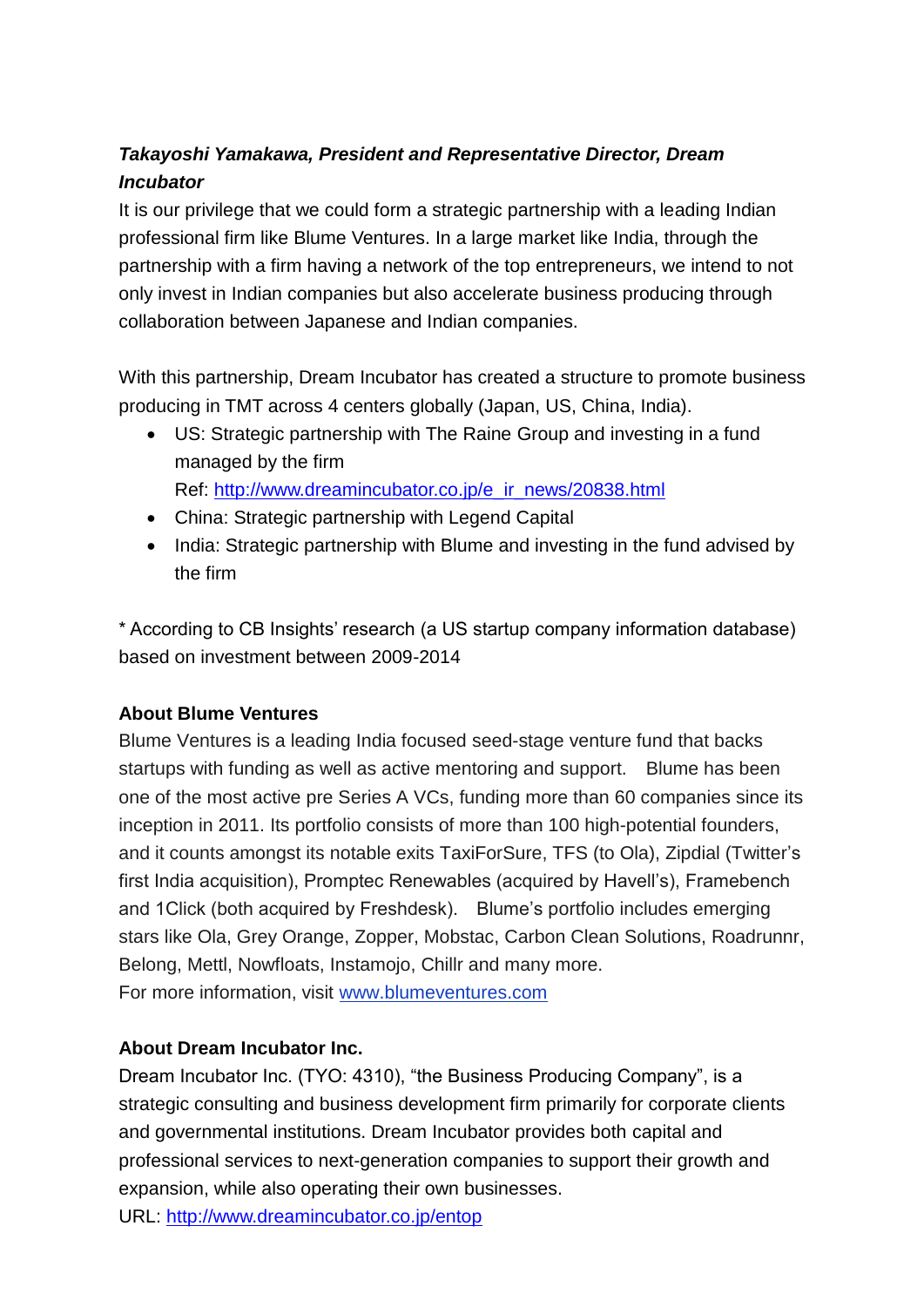***Takayoshi Yamakawa, President and Representative Director, Dream Incubator***

It is our privilege that we could form a strategic partnership with a leading Indian professional firm like Blume Ventures. In a large market like India, through the partnership with a firm having a network of the top entrepreneurs, we intend to not only invest in Indian companies but also accelerate business producing through collaboration between Japanese and Indian companies.

With this partnership, Dream Incubator has created a structure to promote business producing in TMT across 4 centers globally (Japan, US, China, India).

- US: Strategic partnership with The Raine Group and investing in a fund managed by the firm
  Ref: [http://www.dreamincubator.co.jp/e_ir_news/20838.html](http://www.dreamincubator.co.jp/e_ir_news/20838.html)
- China: Strategic partnership with Legend Capital
- India: Strategic partnership with Blume and investing in the fund advised by the firm

* According to CB Insights' research (a US startup company information database) based on investment between 2009-2014

**About Blume Ventures**

Blume Ventures is a leading India focused seed-stage venture fund that backs startups with funding as well as active mentoring and support. Blume has been one of the most active pre Series A VCs, funding more than 60 companies since its inception in 2011. Its portfolio consists of more than 100 high-potential founders, and it counts amongst its notable exits TaxiForSure, TFS (to Ola), Zipdial (Twitter's first India acquisition), Promptec Renewables (acquired by Havell's), Framebench and 1Click (both acquired by Freshdesk). Blume's portfolio includes emerging stars like Ola, Grey Orange, Zopper, Mobstac, Carbon Clean Solutions, Roadrunnr, Belong, Mettl, Nowfloats, Instamojo, Chillr and many more.
For more information, visit [www.blumeventures.com](http://www.blumeventures.com)

**About Dream Incubator Inc.**

Dream Incubator Inc. (TYO: 4310), "the Business Producing Company", is a strategic consulting and business development firm primarily for corporate clients and governmental institutions. Dream Incubator provides both capital and professional services to next-generation companies to support their growth and expansion, while also operating their own businesses.
URL: [http://www.dreamincubator.co.jp/entop](http://www.dreamincubator.co.jp/entop)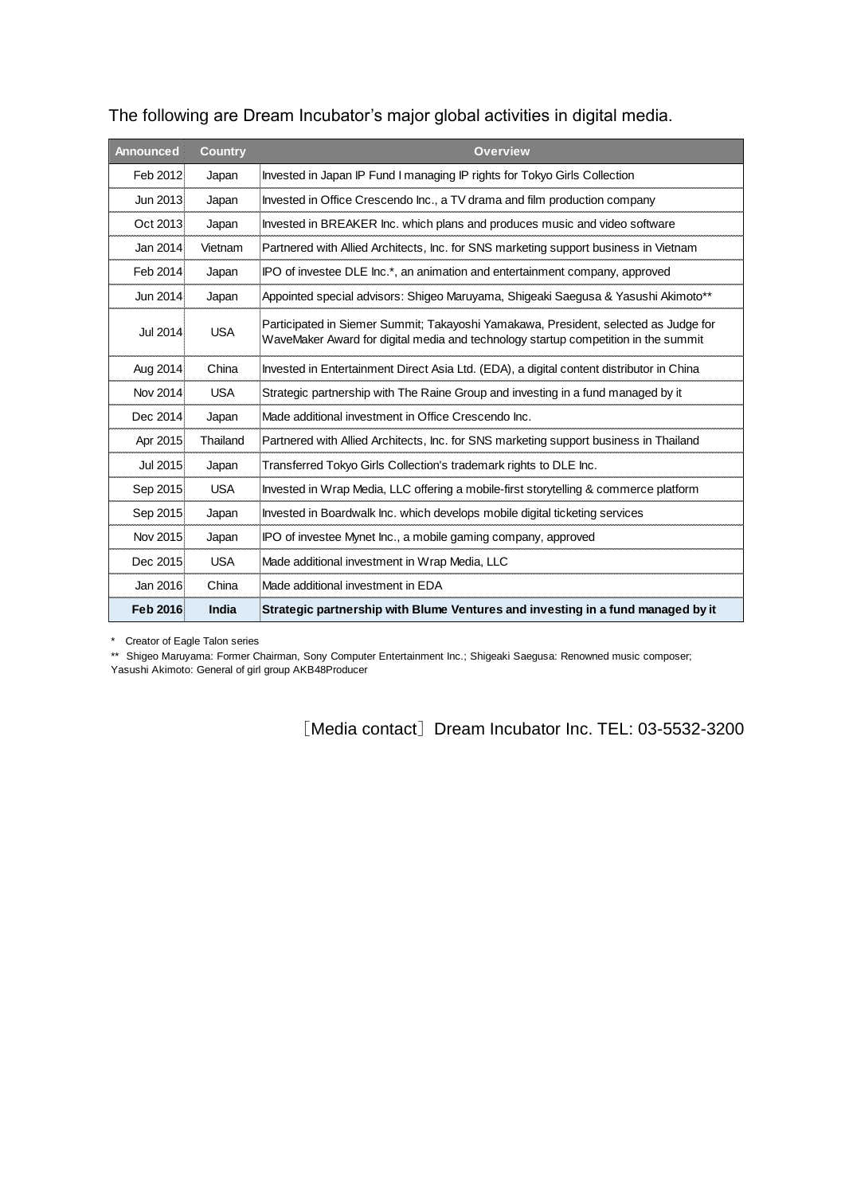The following are Dream Incubator's major global activities in digital media.

| Announced | Country | Overview |
|---|---|---|
| Feb 2012 | Japan | Invested in Japan IP Fund I managing IP rights for Tokyo Girls Collection |
| Jun 2013 | Japan | Invested in Office Crescendo Inc., a TV drama and film production company |
| Oct 2013 | Japan | Invested in BREAKER Inc. which plans and produces music and video software |
| Jan 2014 | Vietnam | Partnered with Allied Architects, Inc. for SNS marketing support business in Vietnam |
| Feb 2014 | Japan | IPO of investee DLE Inc.*, an animation and entertainment company, approved |
| Jun 2014 | Japan | Appointed special advisors: Shigeo Maruyama, Shigeaki Saegusa & Yasushi Akimoto** |
| Jul 2014 | USA | Participated in Siemer Summit; Takayoshi Yamakawa, President, selected as Judge for WaveMaker Award for digital media and technology startup competition in the summit |
| Aug 2014 | China | Invested in Entertainment Direct Asia Ltd. (EDA), a digital content distributor in China |
| Nov 2014 | USA | Strategic partnership with The Raine Group and investing in a fund managed by it |
| Dec 2014 | Japan | Made additional investment in Office Crescendo Inc. |
| Apr 2015 | Thailand | Partnered with Allied Architects, Inc. for SNS marketing support business in Thailand |
| Jul 2015 | Japan | Transferred Tokyo Girls Collection's trademark rights to DLE Inc. |
| Sep 2015 | USA | Invested in Wrap Media, LLC offering a mobile-first storytelling & commerce platform |
| Sep 2015 | Japan | Invested in Boardwalk Inc. which develops mobile digital ticketing services |
| Nov 2015 | Japan | IPO of investee Mynet Inc., a mobile gaming company, approved |
| Dec 2015 | USA | Made additional investment in Wrap Media, LLC |
| Jan 2016 | China | Made additional investment in EDA |
| **Feb 2016** | **India** | **Strategic partnership with Blume Ventures and investing in a fund managed by it** |

\* Creator of Eagle Talon series

** Shigeo Maruyama: Former Chairman, Sony Computer Entertainment Inc.; Shigeaki Saegusa: Renowned music composer; Yasushi Akimoto: General of girl group AKB48Producer

［Media contact］ Dream Incubator Inc. TEL: 03-5532-3200